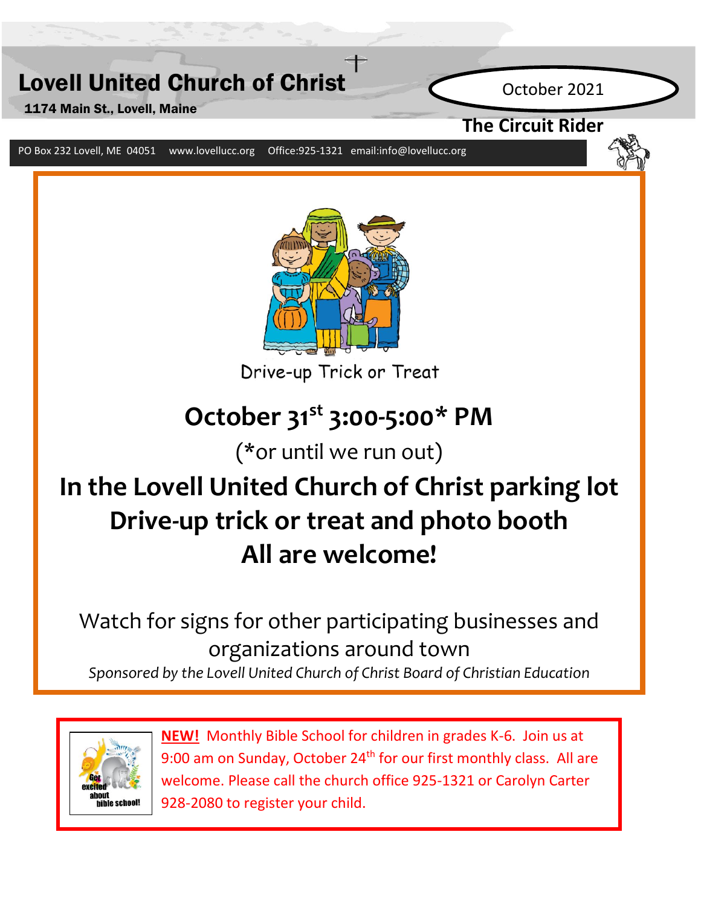# Lovell United Church of Christ

**1174 Main St., Lovell, Maine**

October 2021

**The Circuit Rider**

PO Box 232 Lovell, ME 04051 www.lovellucc.org Office:925-1321 email:info@lovellucc.org

Drive-up Trick or Treat

## October 31st 3:00-5:00* PM

(*or until we run out)

## In the Lovell United Church of Christ parking lot
## Drive-up trick or treat and photo booth
## All are welcome!

Watch for signs for other participating businesses and organizations around town

*Sponsored by the Lovell United Church of Christ Board of Christian Education*

Get excited about bible school!

**NEW!** Monthly Bible School for children in grades K-6. Join us at 9:00 am on Sunday, October 24th for our first monthly class. All are welcome. Please call the church office 925-1321 or Carolyn Carter 928-2080 to register your child.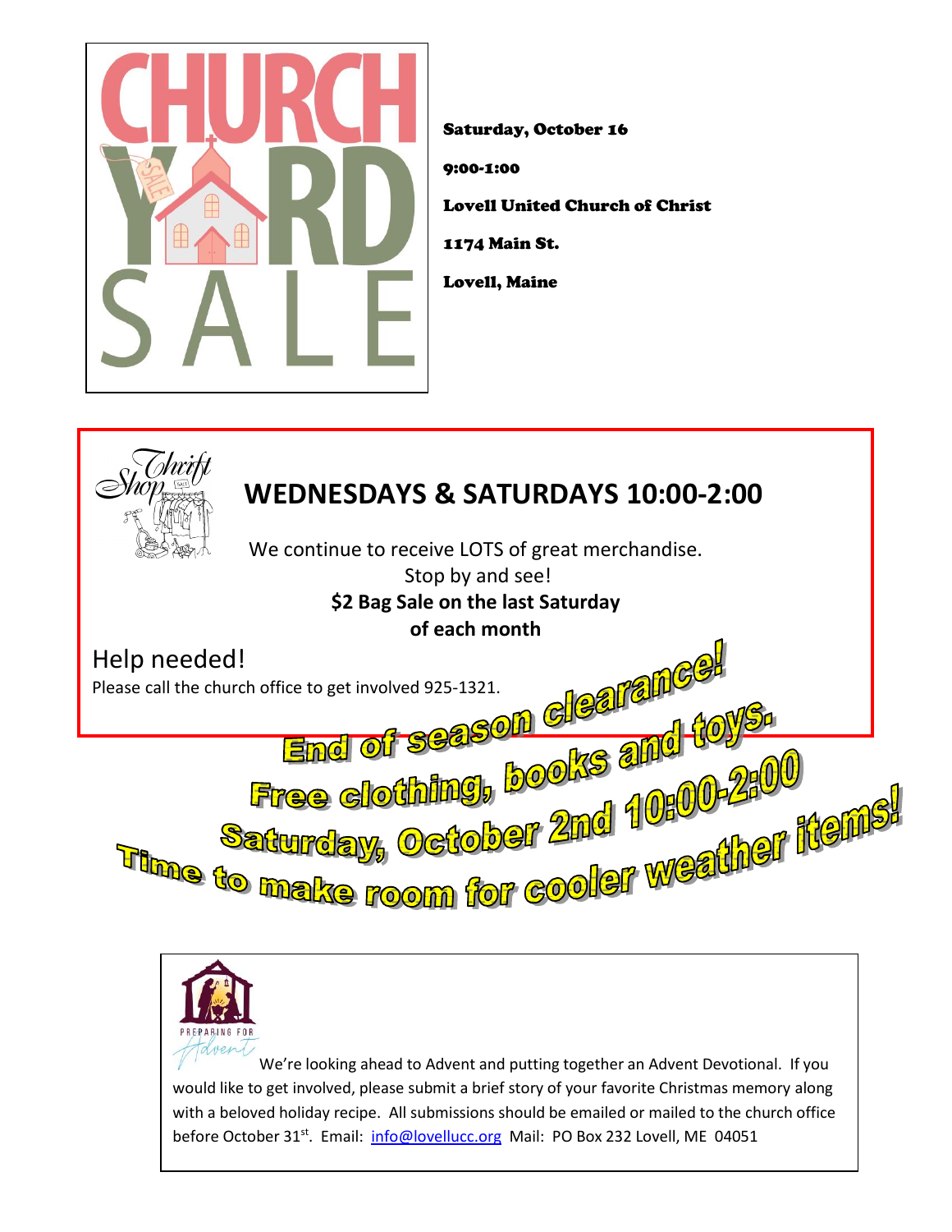CHURCH YARD SALE

Saturday, October 16

9:00-1:00

Lovell United Church of Christ

1174 Main St.

Lovell, Maine

Thrift Shop

## WEDNESDAYS & SATURDAYS 10:00-2:00

We continue to receive LOTS of great merchandise.
Stop by and see!
**$2 Bag Sale on the last Saturday of each month**

Help needed!

Please call the church office to get involved 925-1321.

End of season clearance!
Free clothing, books and toys.
Saturday, October 2nd 10:00-2:00
Time to make room for cooler weather items!

PREPARING FOR Advent

We're looking ahead to Advent and putting together an Advent Devotional. If you would like to get involved, please submit a brief story of your favorite Christmas memory along with a beloved holiday recipe. All submissions should be emailed or mailed to the church office before October 31st. Email: info@lovellucc.org Mail: PO Box 232 Lovell, ME 04051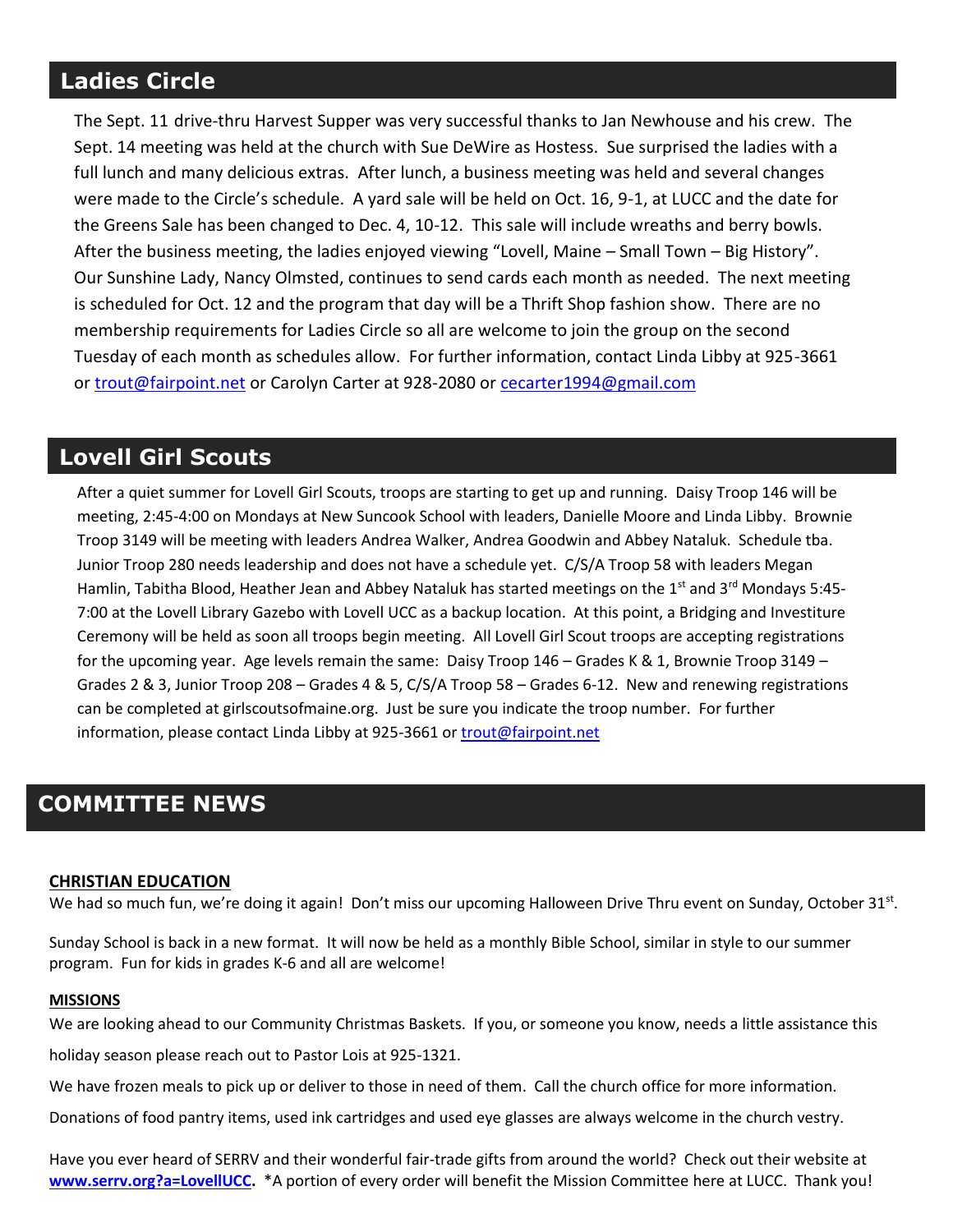## Ladies Circle

The Sept. 11 drive-thru Harvest Supper was very successful thanks to Jan Newhouse and his crew. The Sept. 14 meeting was held at the church with Sue DeWire as Hostess. Sue surprised the ladies with a full lunch and many delicious extras. After lunch, a business meeting was held and several changes were made to the Circle's schedule. A yard sale will be held on Oct. 16, 9-1, at LUCC and the date for the Greens Sale has been changed to Dec. 4, 10-12. This sale will include wreaths and berry bowls. After the business meeting, the ladies enjoyed viewing "Lovell, Maine – Small Town – Big History". Our Sunshine Lady, Nancy Olmsted, continues to send cards each month as needed. The next meeting is scheduled for Oct. 12 and the program that day will be a Thrift Shop fashion show. There are no membership requirements for Ladies Circle so all are welcome to join the group on the second Tuesday of each month as schedules allow. For further information, contact Linda Libby at 925-3661 or trout@fairpoint.net or Carolyn Carter at 928-2080 or cecarter1994@gmail.com

## Lovell Girl Scouts

After a quiet summer for Lovell Girl Scouts, troops are starting to get up and running. Daisy Troop 146 will be meeting, 2:45-4:00 on Mondays at New Suncook School with leaders, Danielle Moore and Linda Libby. Brownie Troop 3149 will be meeting with leaders Andrea Walker, Andrea Goodwin and Abbey Nataluk. Schedule tba. Junior Troop 280 needs leadership and does not have a schedule yet. C/S/A Troop 58 with leaders Megan Hamlin, Tabitha Blood, Heather Jean and Abbey Nataluk has started meetings on the 1st and 3rd Mondays 5:45-7:00 at the Lovell Library Gazebo with Lovell UCC as a backup location. At this point, a Bridging and Investiture Ceremony will be held as soon all troops begin meeting. All Lovell Girl Scout troops are accepting registrations for the upcoming year. Age levels remain the same: Daisy Troop 146 – Grades K & 1, Brownie Troop 3149 – Grades 2 & 3, Junior Troop 208 – Grades 4 & 5, C/S/A Troop 58 – Grades 6-12. New and renewing registrations can be completed at girlscoutsofmaine.org. Just be sure you indicate the troop number. For further information, please contact Linda Libby at 925-3661 or trout@fairpoint.net

## COMMITTEE NEWS

**CHRISTIAN EDUCATION**

We had so much fun, we're doing it again! Don't miss our upcoming Halloween Drive Thru event on Sunday, October 31st.

Sunday School is back in a new format. It will now be held as a monthly Bible School, similar in style to our summer program. Fun for kids in grades K-6 and all are welcome!

**MISSIONS**

We are looking ahead to our Community Christmas Baskets. If you, or someone you know, needs a little assistance this holiday season please reach out to Pastor Lois at 925-1321.

We have frozen meals to pick up or deliver to those in need of them. Call the church office for more information.

Donations of food pantry items, used ink cartridges and used eye glasses are always welcome in the church vestry.

Have you ever heard of SERRV and their wonderful fair-trade gifts from around the world? Check out their website at **www.serrv.org?a=LovellUCC.** *A portion of every order will benefit the Mission Committee here at LUCC. Thank you!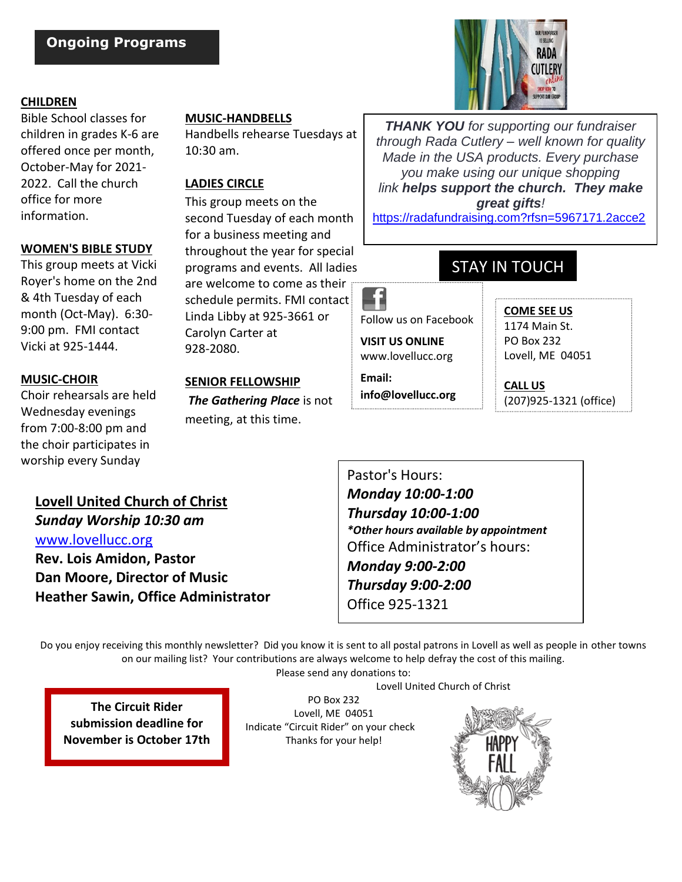## Ongoing Programs

**CHILDREN**
Bible School classes for children in grades K-6 are offered once per month, October-May for 2021-2022. Call the church office for more information.

**WOMEN'S BIBLE STUDY**
This group meets at Vicki Royer's home on the 2nd & 4th Tuesday of each month (Oct-May). 6:30-9:00 pm. FMI contact Vicki at 925-1444.

**MUSIC-CHOIR**
Choir rehearsals are held Wednesday evenings from 7:00-8:00 pm and the choir participates in worship every Sunday

**MUSIC-HANDBELLS**
Handbells rehearse Tuesdays at 10:30 am.

**LADIES CIRCLE**
This group meets on the second Tuesday of each month for a business meeting and throughout the year for special programs and events. All ladies are welcome to come as their schedule permits. FMI contact Linda Libby at 925-3661 or Carolyn Carter at 928-2080.

**SENIOR FELLOWSHIP**
***The Gathering Place*** is not meeting, at this time.

***THANK YOU** for supporting our fundraiser through Rada Cutlery – well known for quality Made in the USA products. Every purchase you make using our unique shopping link **helps support the church. They make great gifts**!*
https://radafundraising.com?rfsn=5967171.2acce2

## STAY IN TOUCH

Follow us on Facebook

**VISIT US ONLINE**
www.lovellucc.org

**Email:**
**info@lovellucc.org**

**COME SEE US**
1174 Main St.
PO Box 232
Lovell, ME 04051

**CALL US**
(207)925-1321 (office)

**Lovell United Church of Christ**
***Sunday Worship 10:30 am***
www.lovellucc.org
**Rev. Lois Amidon, Pastor**
**Dan Moore, Director of Music**
**Heather Sawin, Office Administrator**

Pastor's Hours:
***Monday 10:00-1:00***
***Thursday 10:00-1:00***
****Other hours available by appointment***
Office Administrator's hours:
***Monday 9:00-2:00***
***Thursday 9:00-2:00***
Office 925-1321

Do you enjoy receiving this monthly newsletter? Did you know it is sent to all postal patrons in Lovell as well as people in other towns on our mailing list? Your contributions are always welcome to help defray the cost of this mailing.
Please send any donations to:
Lovell United Church of Christ
PO Box 232
Lovell, ME 04051
Indicate "Circuit Rider" on your check
Thanks for your help!

**The Circuit Rider submission deadline for November is October 17th**